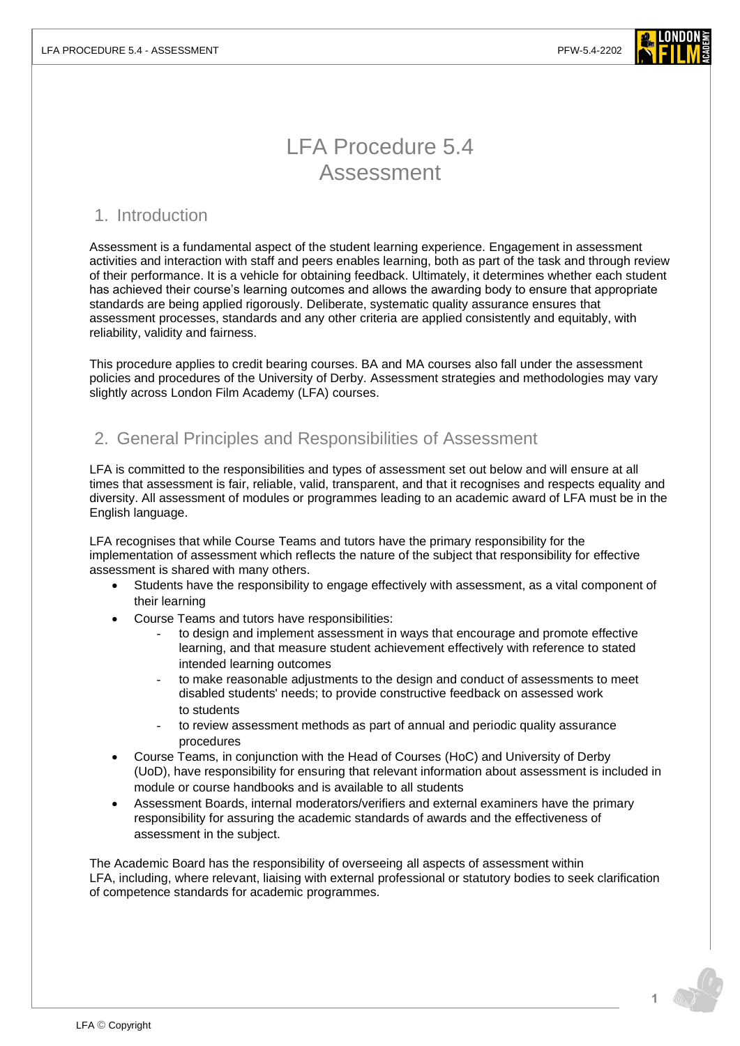# LFA Procedure 5.4 Assessment

## 1. Introduction

Assessment is a fundamental aspect of the student learning experience. Engagement in assessment activities and interaction with staff and peers enables learning, both as part of the task and through review of their performance. It is a vehicle for obtaining feedback. Ultimately, it determines whether each student has achieved their course's learning outcomes and allows the awarding body to ensure that appropriate standards are being applied rigorously. Deliberate, systematic quality assurance ensures that assessment processes, standards and any other criteria are applied consistently and equitably, with reliability, validity and fairness.

This procedure applies to credit bearing courses. BA and MA courses also fall under the assessment policies and procedures of the University of Derby. Assessment strategies and methodologies may vary slightly across London Film Academy (LFA) courses.

## 2. General Principles and Responsibilities of Assessment

LFA is committed to the responsibilities and types of assessment set out below and will ensure at all times that assessment is fair, reliable, valid, transparent, and that it recognises and respects equality and diversity. All assessment of modules or programmes leading to an academic award of LFA must be in the English language.

LFA recognises that while Course Teams and tutors have the primary responsibility for the implementation of assessment which reflects the nature of the subject that responsibility for effective assessment is shared with many others.

- Students have the responsibility to engage effectively with assessment, as a vital component of their learning
- Course Teams and tutors have responsibilities:
    - to design and implement assessment in ways that encourage and promote effective learning, and that measure student achievement effectively with reference to stated intended learning outcomes
    - to make reasonable adjustments to the design and conduct of assessments to meet disabled students' needs; to provide constructive feedback on assessed work to students
    - to review assessment methods as part of annual and periodic quality assurance procedures
- Course Teams, in conjunction with the Head of Courses (HoC) and University of Derby (UoD), have responsibility for ensuring that relevant information about assessment is included in module or course handbooks and is available to all students
- Assessment Boards, internal moderators/verifiers and external examiners have the primary responsibility for assuring the academic standards of awards and the effectiveness of assessment in the subject.

The Academic Board has the responsibility of overseeing all aspects of assessment within LFA, including, where relevant, liaising with external professional or statutory bodies to seek clarification of competence standards for academic programmes.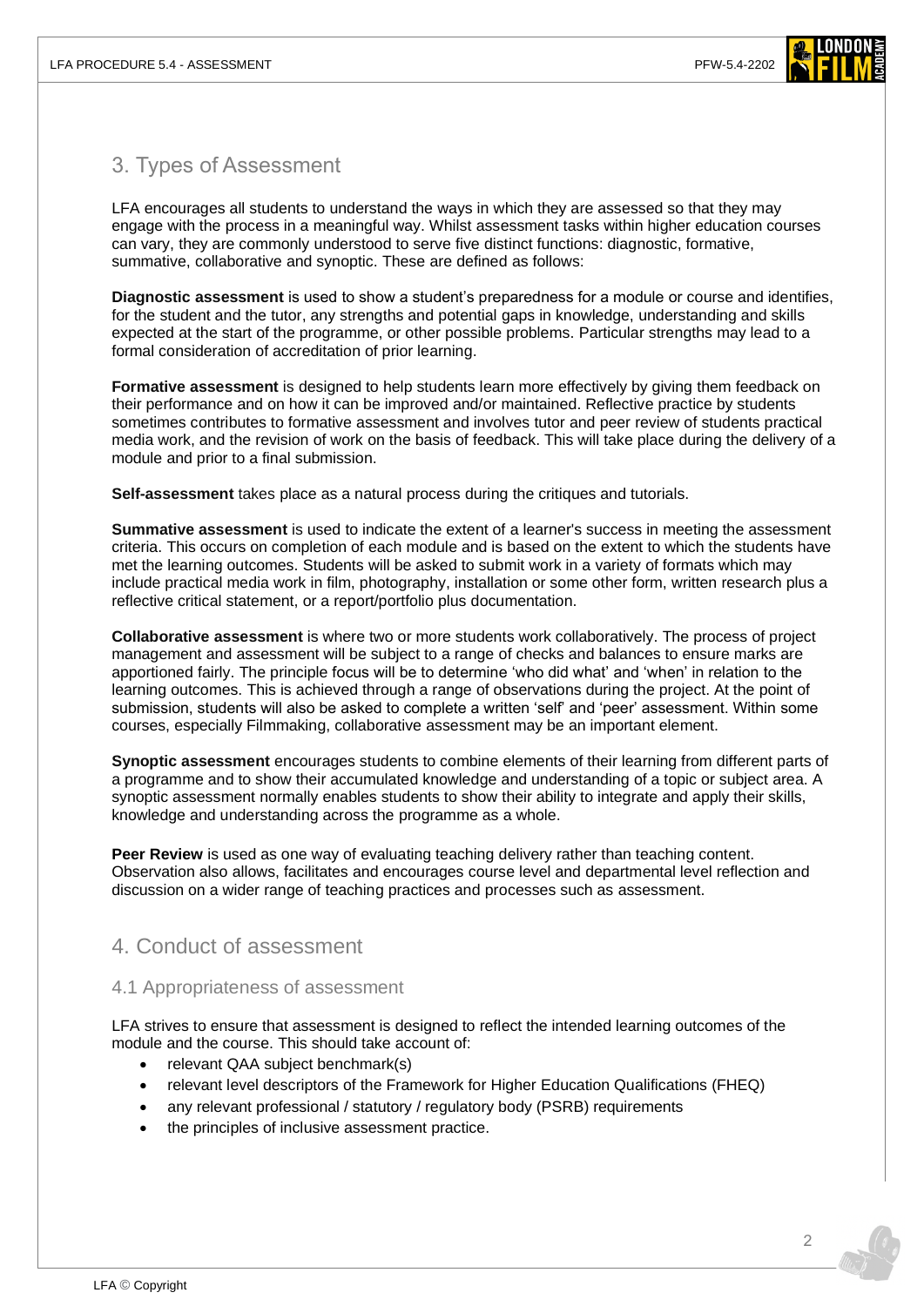## 3. Types of Assessment

LFA encourages all students to understand the ways in which they are assessed so that they may engage with the process in a meaningful way. Whilst assessment tasks within higher education courses can vary, they are commonly understood to serve five distinct functions: diagnostic, formative, summative, collaborative and synoptic. These are defined as follows:

**Diagnostic assessment** is used to show a student's preparedness for a module or course and identifies, for the student and the tutor, any strengths and potential gaps in knowledge, understanding and skills expected at the start of the programme, or other possible problems. Particular strengths may lead to a formal consideration of accreditation of prior learning.

**Formative assessment** is designed to help students learn more effectively by giving them feedback on their performance and on how it can be improved and/or maintained. Reflective practice by students sometimes contributes to formative assessment and involves tutor and peer review of students practical media work, and the revision of work on the basis of feedback. This will take place during the delivery of a module and prior to a final submission.

**Self-assessment** takes place as a natural process during the critiques and tutorials.

**Summative assessment** is used to indicate the extent of a learner's success in meeting the assessment criteria. This occurs on completion of each module and is based on the extent to which the students have met the learning outcomes. Students will be asked to submit work in a variety of formats which may include practical media work in film, photography, installation or some other form, written research plus a reflective critical statement, or a report/portfolio plus documentation.

**Collaborative assessment** is where two or more students work collaboratively. The process of project management and assessment will be subject to a range of checks and balances to ensure marks are apportioned fairly. The principle focus will be to determine 'who did what' and 'when' in relation to the learning outcomes. This is achieved through a range of observations during the project. At the point of submission, students will also be asked to complete a written 'self' and 'peer' assessment. Within some courses, especially Filmmaking, collaborative assessment may be an important element.

**Synoptic assessment** encourages students to combine elements of their learning from different parts of a programme and to show their accumulated knowledge and understanding of a topic or subject area. A synoptic assessment normally enables students to show their ability to integrate and apply their skills, knowledge and understanding across the programme as a whole.

**Peer Review** is used as one way of evaluating teaching delivery rather than teaching content. Observation also allows, facilitates and encourages course level and departmental level reflection and discussion on a wider range of teaching practices and processes such as assessment.

## 4. Conduct of assessment

### 4.1 Appropriateness of assessment

LFA strives to ensure that assessment is designed to reflect the intended learning outcomes of the module and the course. This should take account of:

- relevant QAA subject benchmark(s)
- relevant level descriptors of the Framework for Higher Education Qualifications (FHEQ)
- any relevant professional / statutory / regulatory body (PSRB) requirements
- the principles of inclusive assessment practice.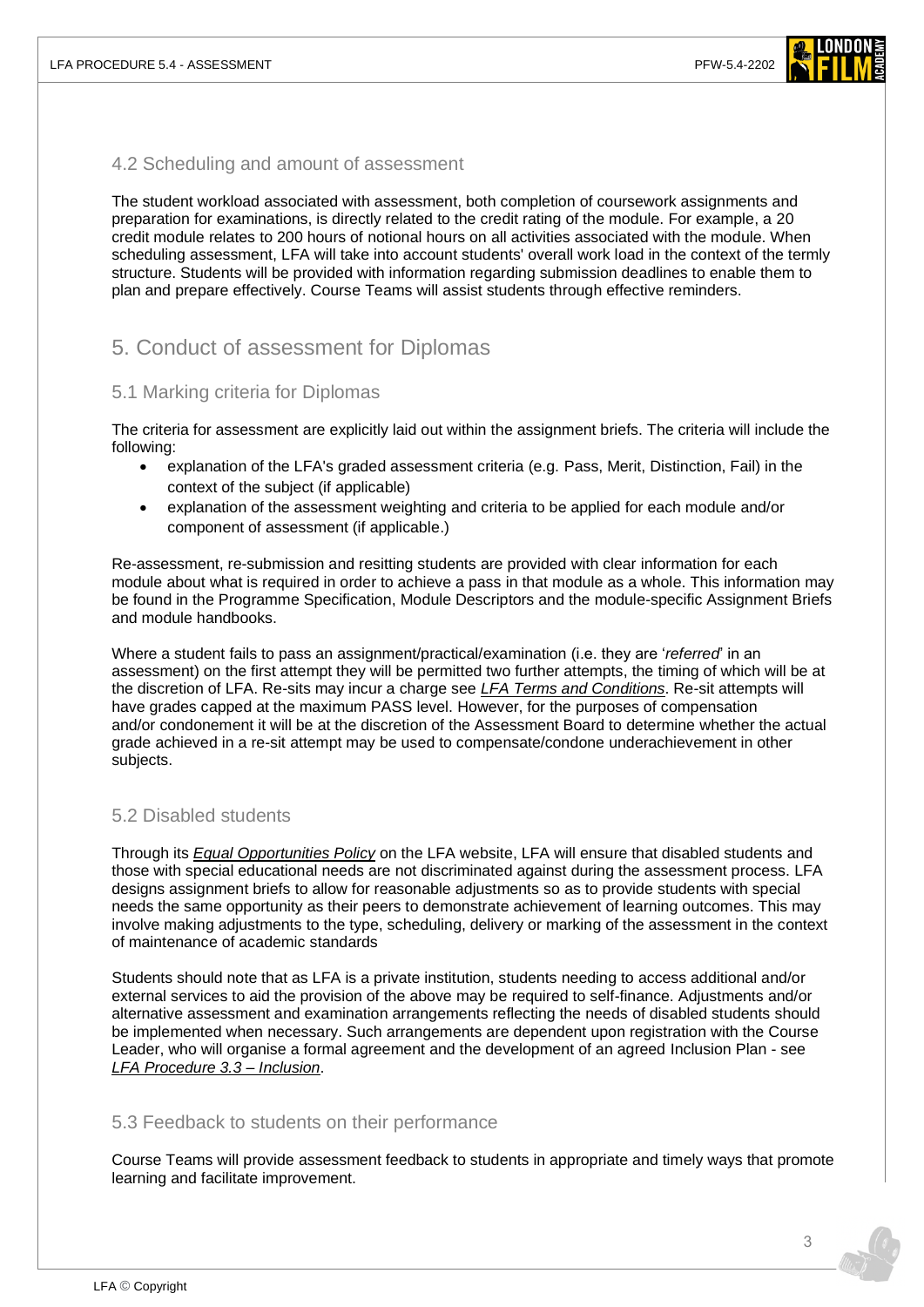### 4.2 Scheduling and amount of assessment

The student workload associated with assessment, both completion of coursework assignments and preparation for examinations, is directly related to the credit rating of the module. For example, a 20 credit module relates to 200 hours of notional hours on all activities associated with the module. When scheduling assessment, LFA will take into account students' overall work load in the context of the termly structure. Students will be provided with information regarding submission deadlines to enable them to plan and prepare effectively. Course Teams will assist students through effective reminders.

## 5. Conduct of assessment for Diplomas

### 5.1 Marking criteria for Diplomas

The criteria for assessment are explicitly laid out within the assignment briefs. The criteria will include the following:

- explanation of the LFA's graded assessment criteria (e.g. Pass, Merit, Distinction, Fail) in the context of the subject (if applicable)
- explanation of the assessment weighting and criteria to be applied for each module and/or component of assessment (if applicable.)

Re-assessment, re-submission and resitting students are provided with clear information for each module about what is required in order to achieve a pass in that module as a whole. This information may be found in the Programme Specification, Module Descriptors and the module-specific Assignment Briefs and module handbooks.

Where a student fails to pass an assignment/practical/examination (i.e. they are '*referred*' in an assessment) on the first attempt they will be permitted two further attempts, the timing of which will be at the discretion of LFA. Re-sits may incur a charge see *LFA Terms and Conditions*. Re-sit attempts will have grades capped at the maximum PASS level. However, for the purposes of compensation and/or condonement it will be at the discretion of the Assessment Board to determine whether the actual grade achieved in a re-sit attempt may be used to compensate/condone underachievement in other subjects.

### 5.2 Disabled students

Through its ***Equal Opportunities Policy*** on the LFA website, LFA will ensure that disabled students and those with special educational needs are not discriminated against during the assessment process. LFA designs assignment briefs to allow for reasonable adjustments so as to provide students with special needs the same opportunity as their peers to demonstrate achievement of learning outcomes. This may involve making adjustments to the type, scheduling, delivery or marking of the assessment in the context of maintenance of academic standards

Students should note that as LFA is a private institution, students needing to access additional and/or external services to aid the provision of the above may be required to self-finance. Adjustments and/or alternative assessment and examination arrangements reflecting the needs of disabled students should be implemented when necessary. Such arrangements are dependent upon registration with the Course Leader, who will organise a formal agreement and the development of an agreed Inclusion Plan - see *LFA Procedure 3.3 – Inclusion*.

### 5.3 Feedback to students on their performance

Course Teams will provide assessment feedback to students in appropriate and timely ways that promote learning and facilitate improvement.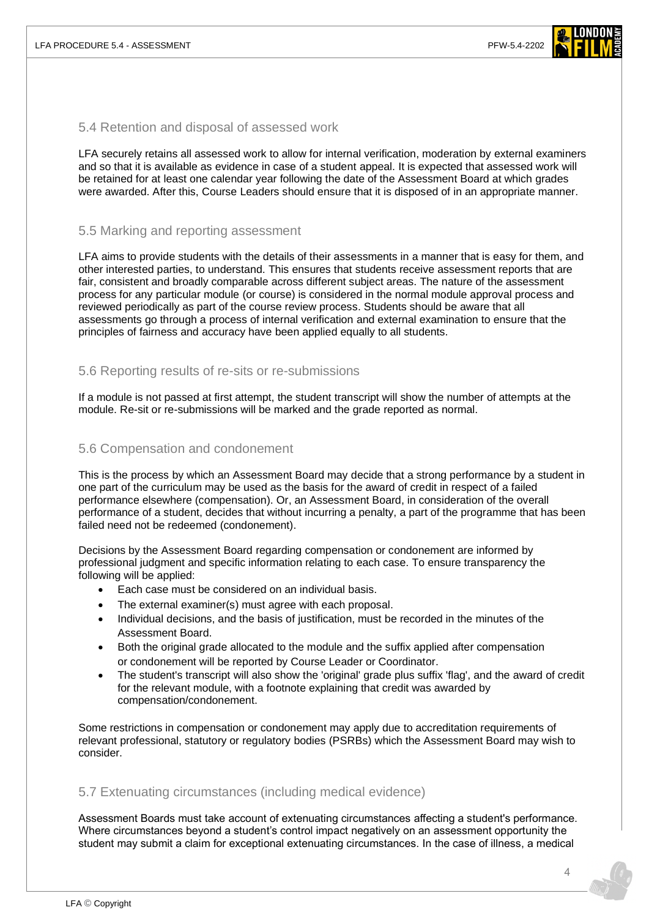## 5.4 Retention and disposal of assessed work

LFA securely retains all assessed work to allow for internal verification, moderation by external examiners and so that it is available as evidence in case of a student appeal. It is expected that assessed work will be retained for at least one calendar year following the date of the Assessment Board at which grades were awarded. After this, Course Leaders should ensure that it is disposed of in an appropriate manner.

## 5.5 Marking and reporting assessment

LFA aims to provide students with the details of their assessments in a manner that is easy for them, and other interested parties, to understand. This ensures that students receive assessment reports that are fair, consistent and broadly comparable across different subject areas. The nature of the assessment process for any particular module (or course) is considered in the normal module approval process and reviewed periodically as part of the course review process. Students should be aware that all assessments go through a process of internal verification and external examination to ensure that the principles of fairness and accuracy have been applied equally to all students.

## 5.6 Reporting results of re-sits or re-submissions

If a module is not passed at first attempt, the student transcript will show the number of attempts at the module. Re-sit or re-submissions will be marked and the grade reported as normal.

## 5.6 Compensation and condonement

This is the process by which an Assessment Board may decide that a strong performance by a student in one part of the curriculum may be used as the basis for the award of credit in respect of a failed performance elsewhere (compensation). Or, an Assessment Board, in consideration of the overall performance of a student, decides that without incurring a penalty, a part of the programme that has been failed need not be redeemed (condonement).

Decisions by the Assessment Board regarding compensation or condonement are informed by professional judgment and specific information relating to each case. To ensure transparency the following will be applied:

- Each case must be considered on an individual basis.
- The external examiner(s) must agree with each proposal.
- Individual decisions, and the basis of justification, must be recorded in the minutes of the Assessment Board.
- Both the original grade allocated to the module and the suffix applied after compensation or condonement will be reported by Course Leader or Coordinator.
- The student's transcript will also show the 'original' grade plus suffix 'flag', and the award of credit for the relevant module, with a footnote explaining that credit was awarded by compensation/condonement.

Some restrictions in compensation or condonement may apply due to accreditation requirements of relevant professional, statutory or regulatory bodies (PSRBs) which the Assessment Board may wish to consider.

## 5.7 Extenuating circumstances (including medical evidence)

Assessment Boards must take account of extenuating circumstances affecting a student's performance. Where circumstances beyond a student's control impact negatively on an assessment opportunity the student may submit a claim for exceptional extenuating circumstances. In the case of illness, a medical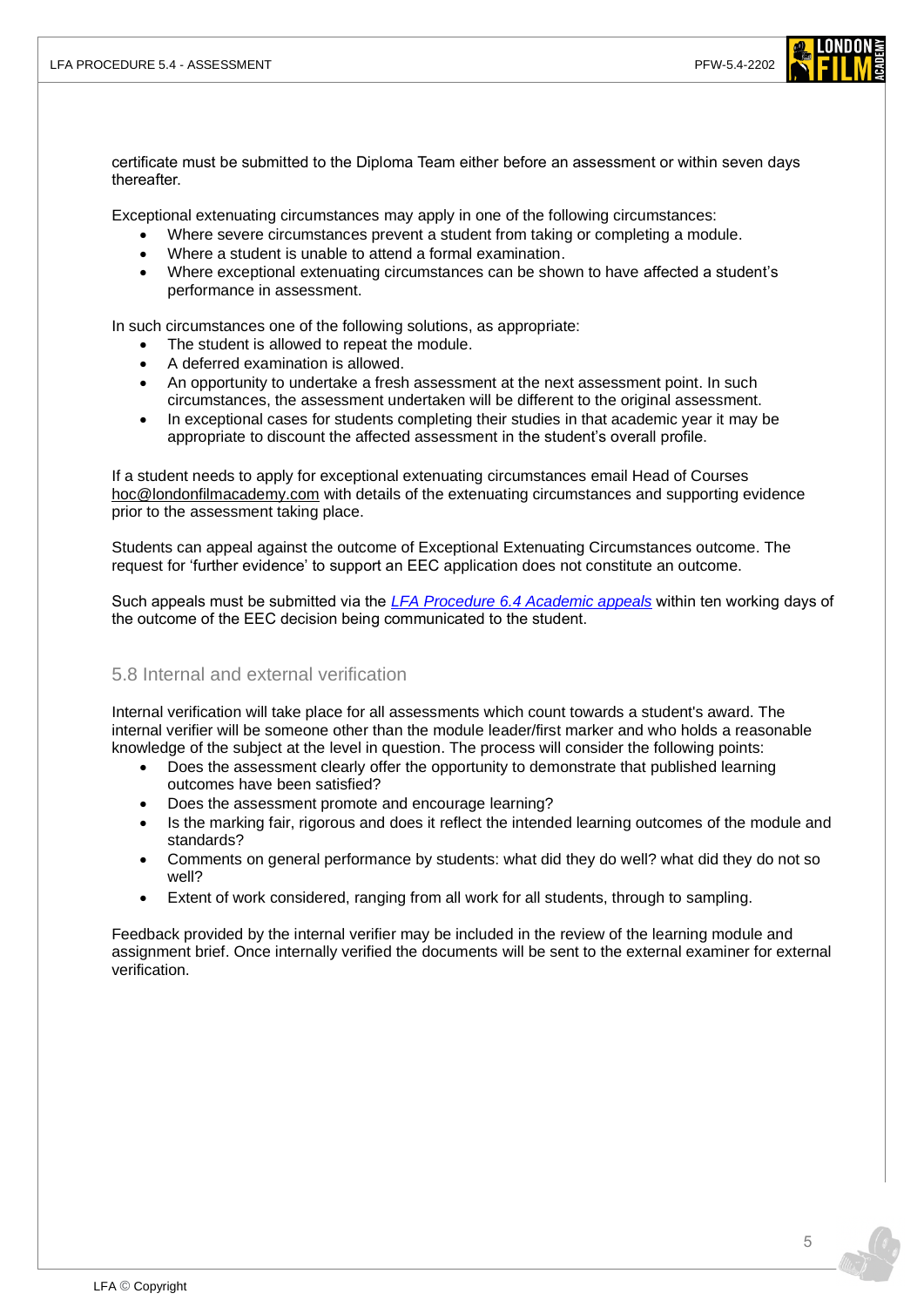certificate must be submitted to the Diploma Team either before an assessment or within seven days thereafter.

Exceptional extenuating circumstances may apply in one of the following circumstances:

- Where severe circumstances prevent a student from taking or completing a module.
- Where a student is unable to attend a formal examination.
- Where exceptional extenuating circumstances can be shown to have affected a student's performance in assessment.

In such circumstances one of the following solutions, as appropriate:

- The student is allowed to repeat the module.
- A deferred examination is allowed.
- An opportunity to undertake a fresh assessment at the next assessment point. In such circumstances, the assessment undertaken will be different to the original assessment.
- In exceptional cases for students completing their studies in that academic year it may be appropriate to discount the affected assessment in the student's overall profile.

If a student needs to apply for exceptional extenuating circumstances email Head of Courses hoc@londonfilmacademy.com with details of the extenuating circumstances and supporting evidence prior to the assessment taking place.

Students can appeal against the outcome of Exceptional Extenuating Circumstances outcome. The request for 'further evidence' to support an EEC application does not constitute an outcome.

Such appeals must be submitted via the *LFA Procedure 6.4 Academic appeals* within ten working days of the outcome of the EEC decision being communicated to the student.

## 5.8 Internal and external verification

Internal verification will take place for all assessments which count towards a student's award. The internal verifier will be someone other than the module leader/first marker and who holds a reasonable knowledge of the subject at the level in question. The process will consider the following points:

- Does the assessment clearly offer the opportunity to demonstrate that published learning outcomes have been satisfied?
- Does the assessment promote and encourage learning?
- Is the marking fair, rigorous and does it reflect the intended learning outcomes of the module and standards?
- Comments on general performance by students: what did they do well? what did they do not so well?
- Extent of work considered, ranging from all work for all students, through to sampling.

Feedback provided by the internal verifier may be included in the review of the learning module and assignment brief. Once internally verified the documents will be sent to the external examiner for external verification.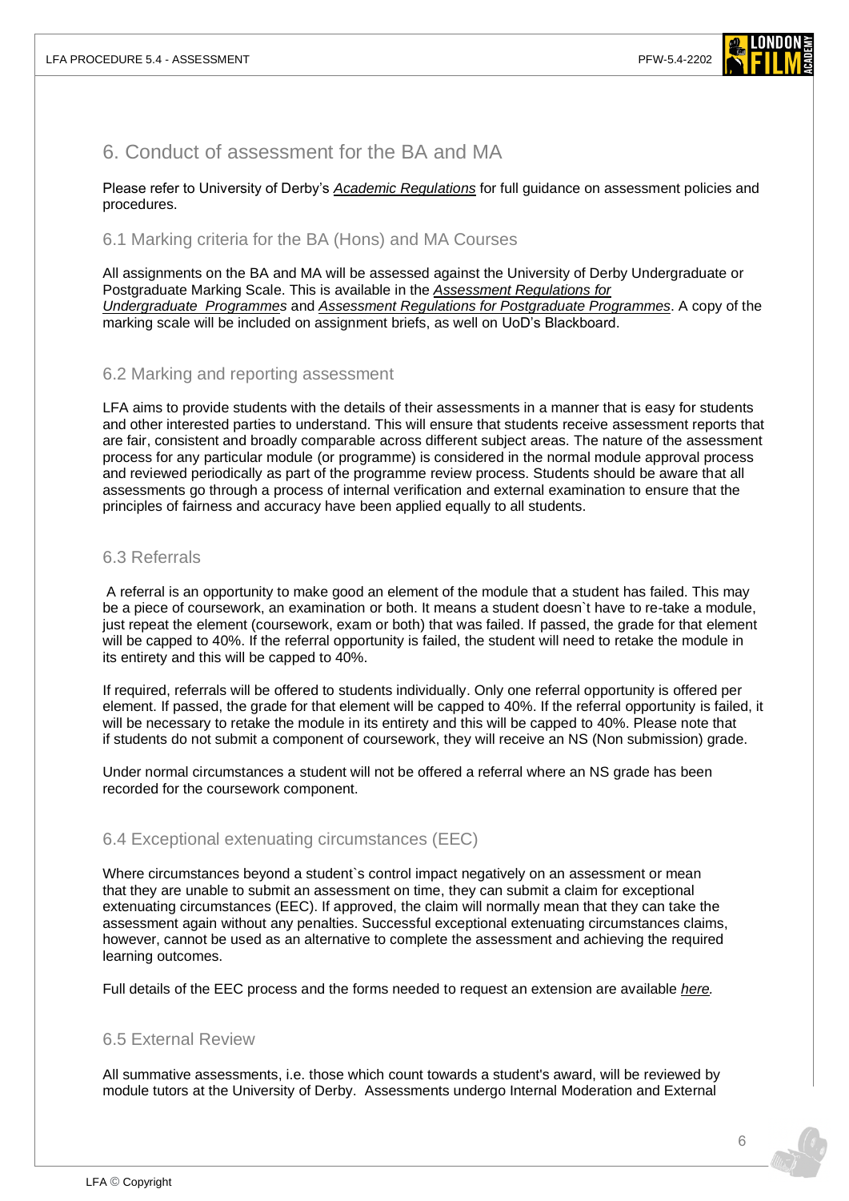# 6. Conduct of assessment for the BA and MA

Please refer to University of Derby's *Academic Regulations* for full guidance on assessment policies and procedures.

## 6.1 Marking criteria for the BA (Hons) and MA Courses

All assignments on the BA and MA will be assessed against the University of Derby Undergraduate or Postgraduate Marking Scale. This is available in the *Assessment Regulations for Undergraduate Programmes* and *Assessment Regulations for Postgraduate Programmes*. A copy of the marking scale will be included on assignment briefs, as well on UoD's Blackboard.

## 6.2 Marking and reporting assessment

LFA aims to provide students with the details of their assessments in a manner that is easy for students and other interested parties to understand. This will ensure that students receive assessment reports that are fair, consistent and broadly comparable across different subject areas. The nature of the assessment process for any particular module (or programme) is considered in the normal module approval process and reviewed periodically as part of the programme review process. Students should be aware that all assessments go through a process of internal verification and external examination to ensure that the principles of fairness and accuracy have been applied equally to all students.

## 6.3 Referrals

A referral is an opportunity to make good an element of the module that a student has failed. This may be a piece of coursework, an examination or both. It means a student doesn`t have to re-take a module, just repeat the element (coursework, exam or both) that was failed. If passed, the grade for that element will be capped to 40%. If the referral opportunity is failed, the student will need to retake the module in its entirety and this will be capped to 40%.

If required, referrals will be offered to students individually. Only one referral opportunity is offered per element. If passed, the grade for that element will be capped to 40%. If the referral opportunity is failed, it will be necessary to retake the module in its entirety and this will be capped to 40%. Please note that if students do not submit a component of coursework, they will receive an NS (Non submission) grade.

Under normal circumstances a student will not be offered a referral where an NS grade has been recorded for the coursework component.

## 6.4 Exceptional extenuating circumstances (EEC)

Where circumstances beyond a student`s control impact negatively on an assessment or mean that they are unable to submit an assessment on time, they can submit a claim for exceptional extenuating circumstances (EEC). If approved, the claim will normally mean that they can take the assessment again without any penalties. Successful exceptional extenuating circumstances claims, however, cannot be used as an alternative to complete the assessment and achieving the required learning outcomes.

Full details of the EEC process and the forms needed to request an extension are available *here.*

## 6.5 External Review

All summative assessments, i.e. those which count towards a student's award, will be reviewed by module tutors at the University of Derby. Assessments undergo Internal Moderation and External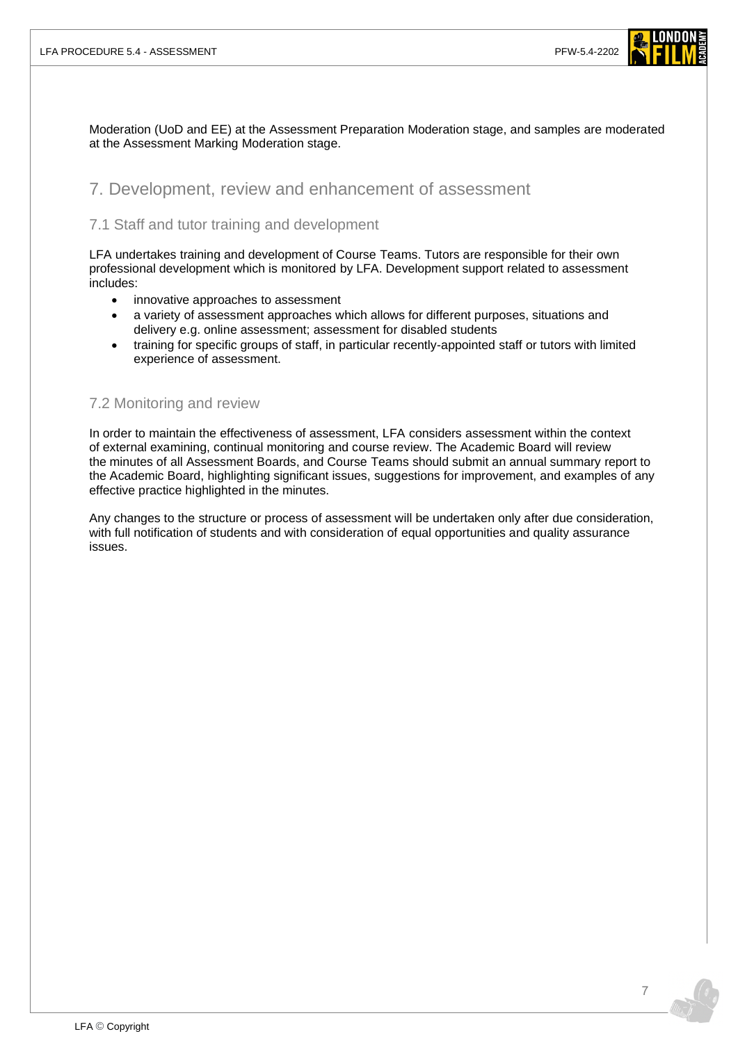Moderation (UoD and EE) at the Assessment Preparation Moderation stage, and samples are moderated at the Assessment Marking Moderation stage.

## 7. Development, review and enhancement of assessment

### 7.1 Staff and tutor training and development

LFA undertakes training and development of Course Teams. Tutors are responsible for their own professional development which is monitored by LFA. Development support related to assessment includes:

- innovative approaches to assessment
- a variety of assessment approaches which allows for different purposes, situations and delivery e.g. online assessment; assessment for disabled students
- training for specific groups of staff, in particular recently-appointed staff or tutors with limited experience of assessment.

### 7.2 Monitoring and review

In order to maintain the effectiveness of assessment, LFA considers assessment within the context of external examining, continual monitoring and course review. The Academic Board will review the minutes of all Assessment Boards, and Course Teams should submit an annual summary report to the Academic Board, highlighting significant issues, suggestions for improvement, and examples of any effective practice highlighted in the minutes.

Any changes to the structure or process of assessment will be undertaken only after due consideration, with full notification of students and with consideration of equal opportunities and quality assurance issues.